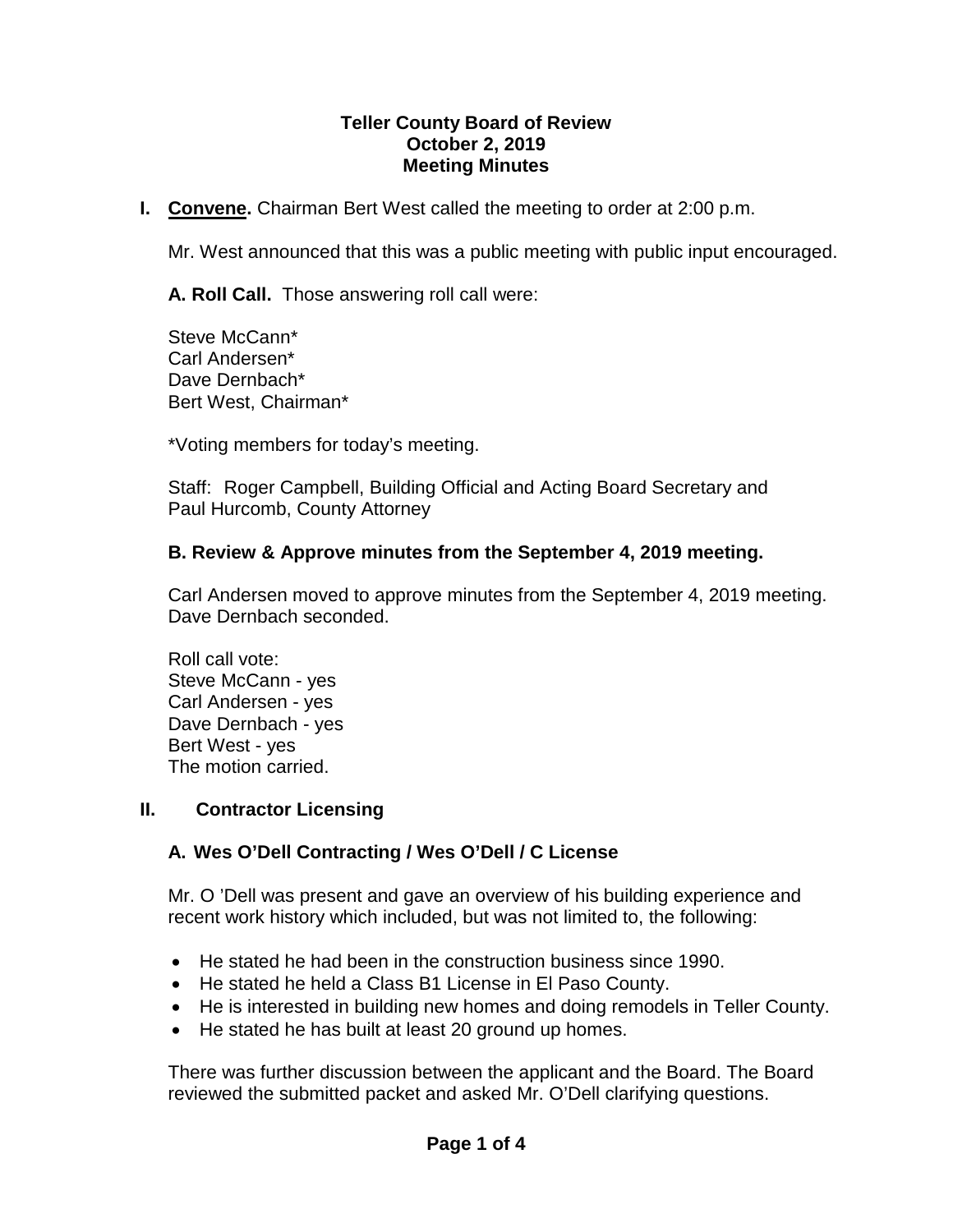# Teller County Board of Review
## October 2, 2019
## Meeting Minutes

**I. Convene.** Chairman Bert West called the meeting to order at 2:00 p.m.

Mr. West announced that this was a public meeting with public input encouraged.

**A. Roll Call.** Those answering roll call were:

Steve McCann*
Carl Andersen*
Dave Dernbach*
Bert West, Chairman*

*Voting members for today's meeting.

Staff: Roger Campbell, Building Official and Acting Board Secretary and
Paul Hurcomb, County Attorney

### B. Review & Approve minutes from the September 4, 2019 meeting.

Carl Andersen moved to approve minutes from the September 4, 2019 meeting. Dave Dernbach seconded.

Roll call vote:
Steve McCann - yes
Carl Andersen - yes
Dave Dernbach - yes
Bert West - yes
The motion carried.

## II. Contractor Licensing

### A. Wes O'Dell Contracting / Wes O'Dell / C License

Mr. O 'Dell was present and gave an overview of his building experience and recent work history which included, but was not limited to, the following:

- He stated he had been in the construction business since 1990.
- He stated he held a Class B1 License in El Paso County.
- He is interested in building new homes and doing remodels in Teller County.
- He stated he has built at least 20 ground up homes.

There was further discussion between the applicant and the Board. The Board reviewed the submitted packet and asked Mr. O'Dell clarifying questions.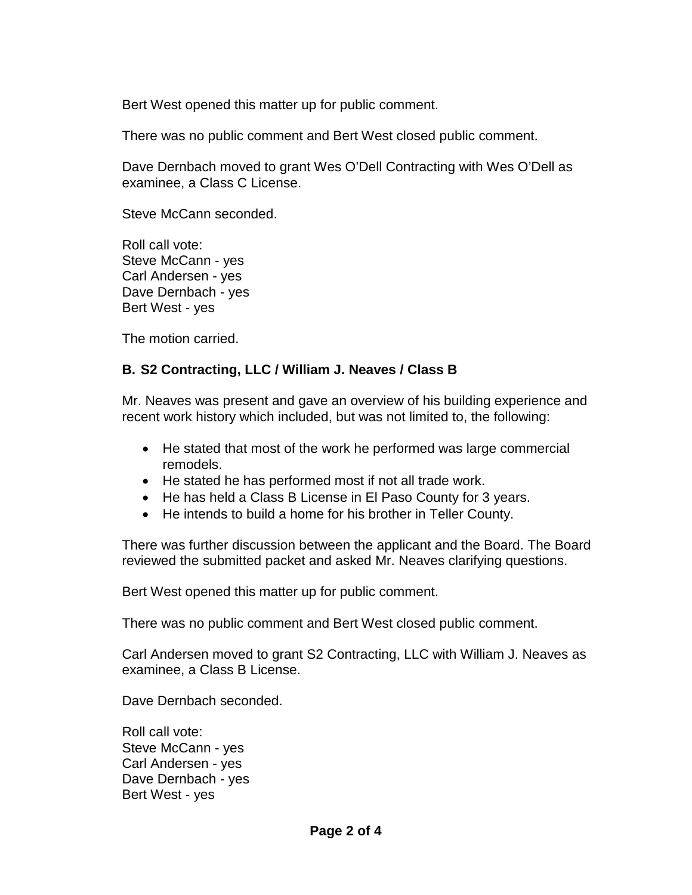Bert West opened this matter up for public comment.

There was no public comment and Bert West closed public comment.

Dave Dernbach moved to grant Wes O'Dell Contracting with Wes O'Dell as examinee, a Class C License.

Steve McCann seconded.

Roll call vote:
Steve McCann - yes
Carl Andersen - yes
Dave Dernbach - yes
Bert West - yes

The motion carried.

### B. S2 Contracting, LLC / William J. Neaves / Class B

Mr. Neaves was present and gave an overview of his building experience and recent work history which included, but was not limited to, the following:

- He stated that most of the work he performed was large commercial remodels.
- He stated he has performed most if not all trade work.
- He has held a Class B License in El Paso County for 3 years.
- He intends to build a home for his brother in Teller County.

There was further discussion between the applicant and the Board. The Board reviewed the submitted packet and asked Mr. Neaves clarifying questions.

Bert West opened this matter up for public comment.

There was no public comment and Bert West closed public comment.

Carl Andersen moved to grant S2 Contracting, LLC with William J. Neaves as examinee, a Class B License.

Dave Dernbach seconded.

Roll call vote:
Steve McCann - yes
Carl Andersen - yes
Dave Dernbach - yes
Bert West - yes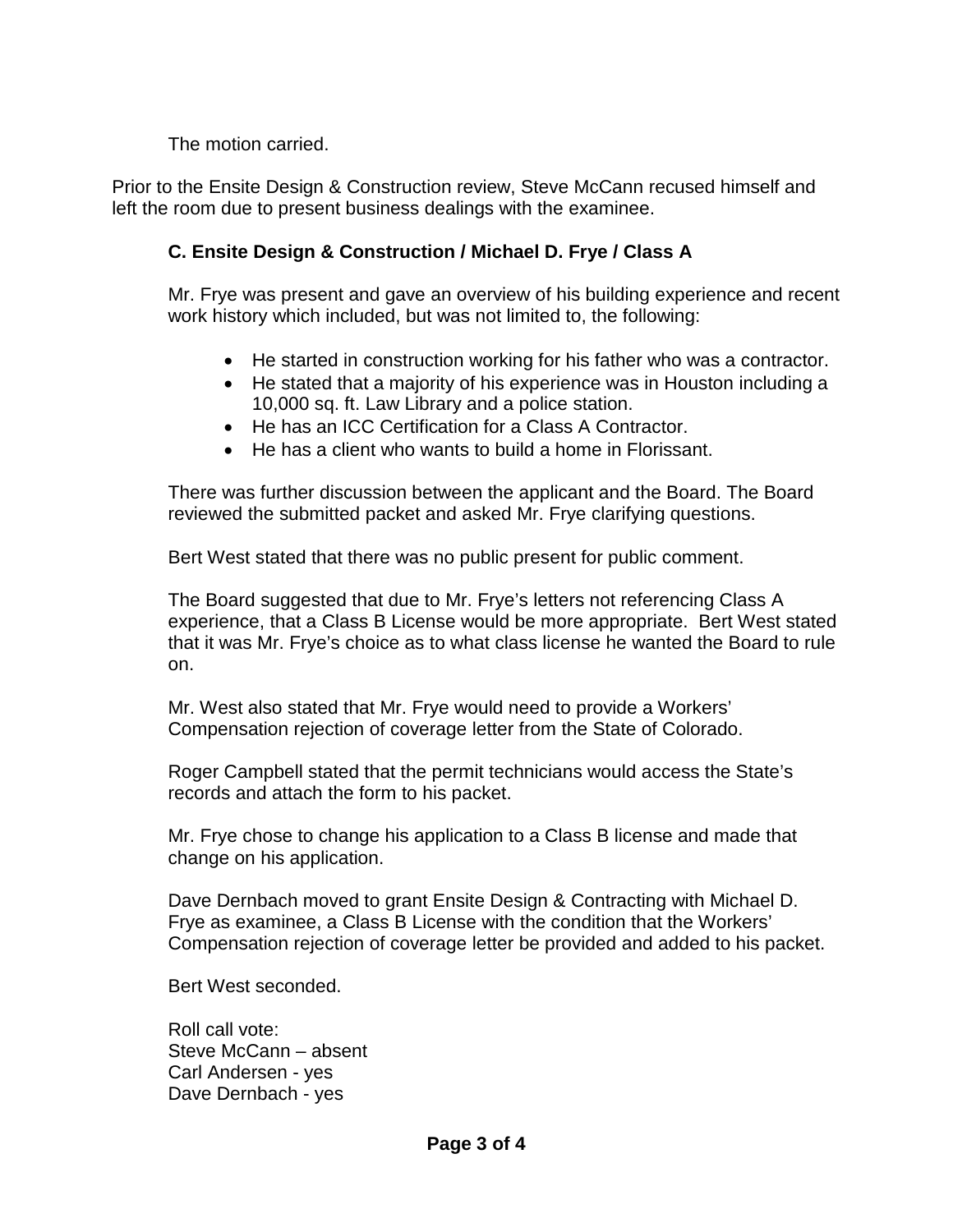The motion carried.

Prior to the Ensite Design & Construction review, Steve McCann recused himself and left the room due to present business dealings with the examinee.

**C. Ensite Design & Construction / Michael D. Frye / Class A**

Mr. Frye was present and gave an overview of his building experience and recent work history which included, but was not limited to, the following:

- He started in construction working for his father who was a contractor.
- He stated that a majority of his experience was in Houston including a 10,000 sq. ft. Law Library and a police station.
- He has an ICC Certification for a Class A Contractor.
- He has a client who wants to build a home in Florissant.

There was further discussion between the applicant and the Board. The Board reviewed the submitted packet and asked Mr. Frye clarifying questions.

Bert West stated that there was no public present for public comment.

The Board suggested that due to Mr. Frye's letters not referencing Class A experience, that a Class B License would be more appropriate. Bert West stated that it was Mr. Frye's choice as to what class license he wanted the Board to rule on.

Mr. West also stated that Mr. Frye would need to provide a Workers' Compensation rejection of coverage letter from the State of Colorado.

Roger Campbell stated that the permit technicians would access the State's records and attach the form to his packet.

Mr. Frye chose to change his application to a Class B license and made that change on his application.

Dave Dernbach moved to grant Ensite Design & Contracting with Michael D. Frye as examinee, a Class B License with the condition that the Workers' Compensation rejection of coverage letter be provided and added to his packet.

Bert West seconded.

Roll call vote:
Steve McCann – absent
Carl Andersen - yes
Dave Dernbach - yes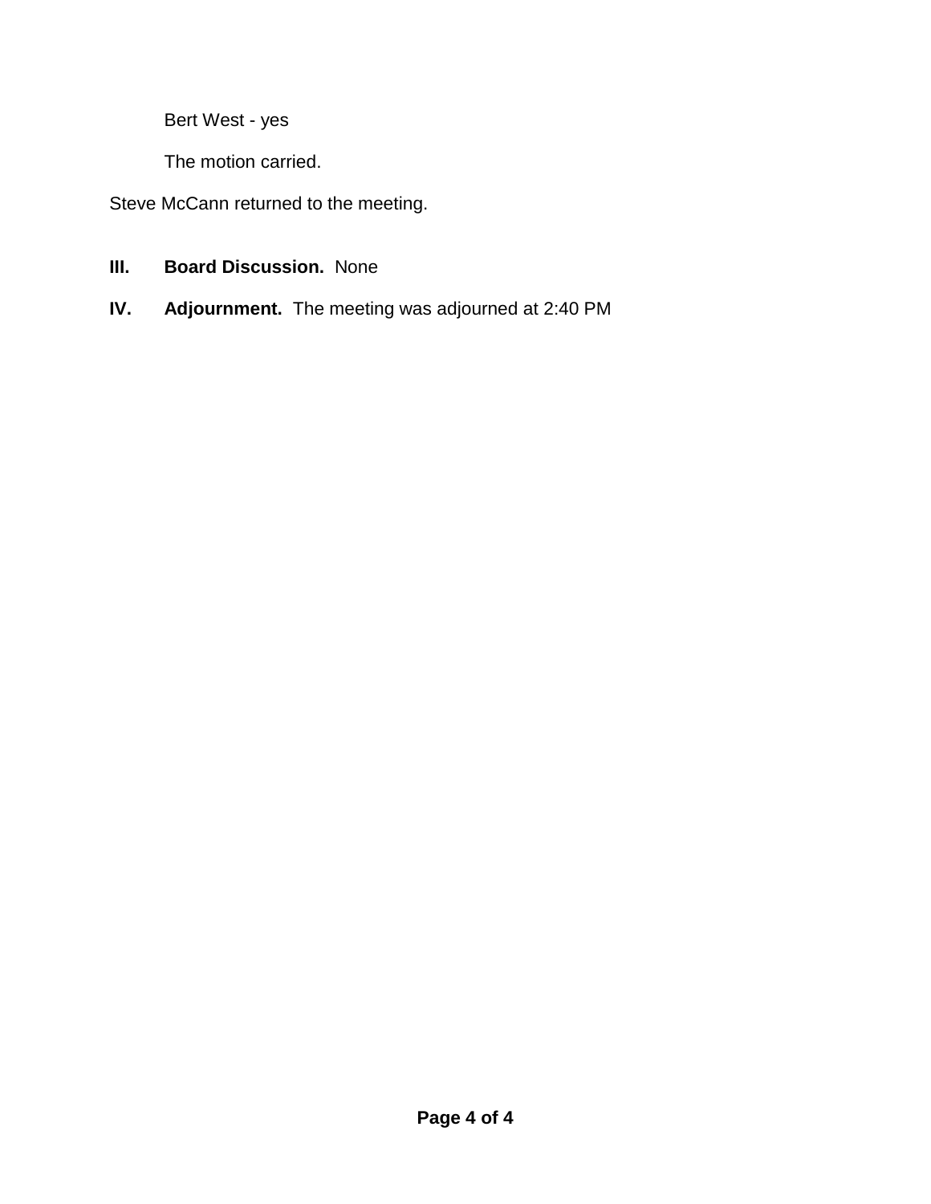Bert West - yes

The motion carried.

Steve McCann returned to the meeting.

**III. Board Discussion.** None

**IV. Adjournment.** The meeting was adjourned at 2:40 PM